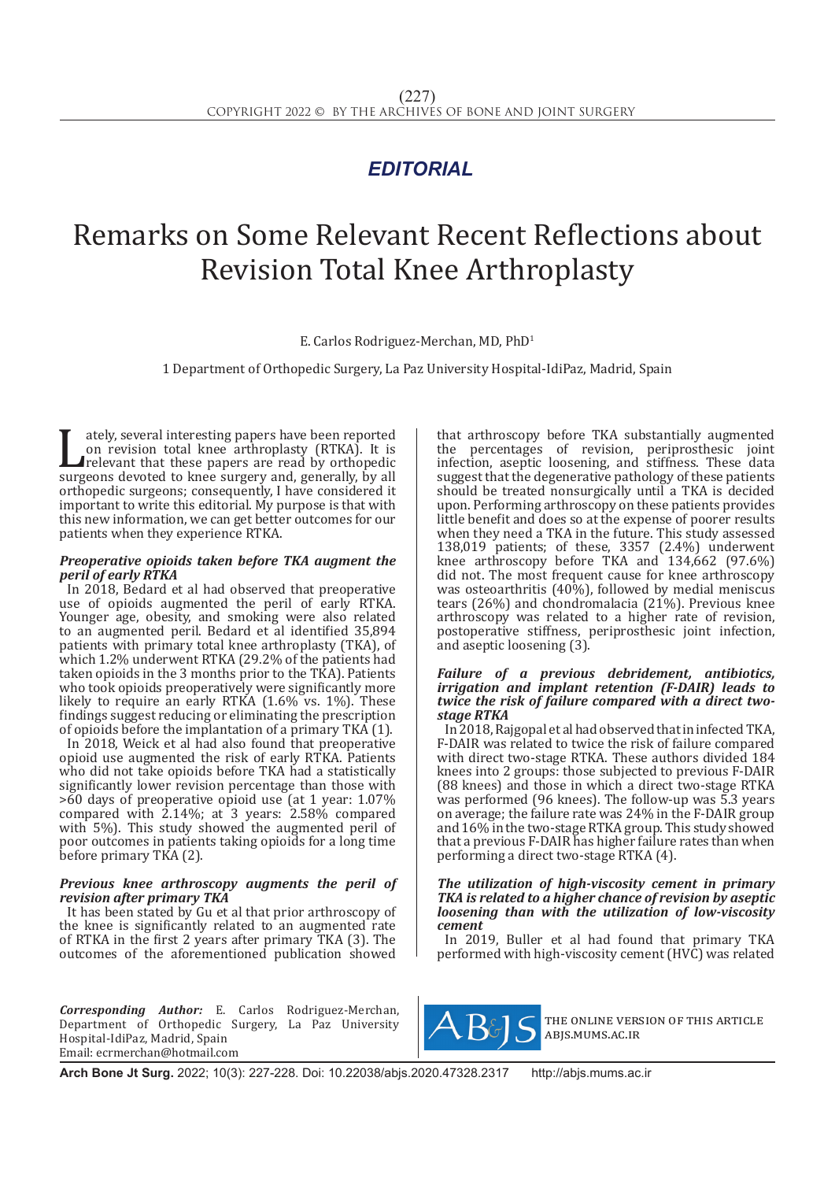*EDITORIAL*

# Remarks on Some Relevant Recent Reflections about Revision Total Knee Arthroplasty

E. Carlos Rodriguez-Merchan, MD, PhD[1]

1 Department of Orthopedic Surgery, La Paz University Hospital-IdiPaz, Madrid, Spain

Lately, several interesting papers have been reported on revision total knee arthroplasty (RTKA). It is relevant that these papers are read by orthopedic surgeons devoted to knee surgery and, generally, by all orthopedic surgeons; consequently, I have considered it important to write this editorial. My purpose is that with this new information, we can get better outcomes for our patients when they experience RTKA.

***Preoperative opioids taken before TKA augment the peril of early RTKA***

In 2018, Bedard et al had observed that preoperative use of opioids augmented the peril of early RTKA. Younger age, obesity, and smoking were also related to an augmented peril. Bedard et al identified 35,894 patients with primary total knee arthroplasty (TKA), of which 1.2% underwent RTKA (29.2% of the patients had taken opioids in the 3 months prior to the TKA). Patients who took opioids preoperatively were significantly more likely to require an early RTKA (1.6% vs. 1%). These findings suggest reducing or eliminating the prescription of opioids before the implantation of a primary TKA (1).

In 2018, Weick et al had also found that preoperative opioid use augmented the risk of early RTKA. Patients who did not take opioids before TKA had a statistically significantly lower revision percentage than those with >60 days of preoperative opioid use (at 1 year: 1.07% compared with 2.14%; at 3 years: 2.58% compared with 5%). This study showed the augmented peril of poor outcomes in patients taking opioids for a long time before primary TKA (2).

***Previous knee arthroscopy augments the peril of revision after primary TKA***

It has been stated by Gu et al that prior arthroscopy of the knee is significantly related to an augmented rate of RTKA in the first 2 years after primary TKA (3). The outcomes of the aforementioned publication showed that arthroscopy before TKA substantially augmented the percentages of revision, periprosthesic joint infection, aseptic loosening, and stiffness. These data suggest that the degenerative pathology of these patients should be treated nonsurgically until a TKA is decided upon. Performing arthroscopy on these patients provides little benefit and does so at the expense of poorer results when they need a TKA in the future. This study assessed 138,019 patients; of these, 3357 (2.4%) underwent knee arthroscopy before TKA and 134,662 (97.6%) did not. The most frequent cause for knee arthroscopy was osteoarthritis (40%), followed by medial meniscus tears (26%) and chondromalacia (21%). Previous knee arthroscopy was related to a higher rate of revision, postoperative stiffness, periprosthesic joint infection, and aseptic loosening (3).

***Failure of a previous debridement, antibiotics, irrigation and implant retention (F-DAIR) leads to twice the risk of failure compared with a direct two-stage RTKA***

In 2018, Rajgopal et al had observed that in infected TKA, F-DAIR was related to twice the risk of failure compared with direct two-stage RTKA. These authors divided 184 knees into 2 groups: those subjected to previous F-DAIR (88 knees) and those in which a direct two-stage RTKA was performed (96 knees). The follow-up was 5.3 years on average; the failure rate was 24% in the F-DAIR group and 16% in the two-stage RTKA group. This study showed that a previous F-DAIR has higher failure rates than when performing a direct two-stage RTKA (4).

***The utilization of high-viscosity cement in primary TKA is related to a higher chance of revision by aseptic loosening than with the utilization of low-viscosity cement***

In 2019, Buller et al had found that primary TKA performed with high-viscosity cement (HVC) was related

***Corresponding Author:*** E. Carlos Rodriguez-Merchan, Department of Orthopedic Surgery, La Paz University Hospital-IdiPaz, Madrid, Spain
Email: ecrmerchan@hotmail.com

THE ONLINE VERSION OF THIS ARTICLE ABJS.MUMS.AC.IR

**Arch Bone Jt Surg.** 2022; 10(3): 227-228. Doi: 10.22038/abjs.2020.47328.2317 http://abjs.mums.ac.ir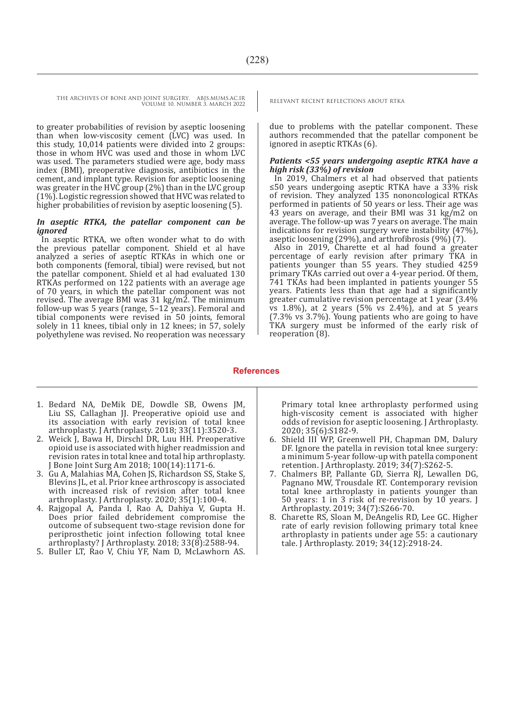to greater probabilities of revision by aseptic loosening than when low-viscosity cement (LVC) was used. In this study, 10,014 patients were divided into 2 groups: those in whom HVC was used and those in whom LVC was used. The parameters studied were age, body mass index (BMI), preoperative diagnosis, antibiotics in the cement, and implant type. Revision for aseptic loosening was greater in the HVC group (2%) than in the LVC group (1%). Logistic regression showed that HVC was related to higher probabilities of revision by aseptic loosening (5).

### *In aseptic RTKA, the patellar component can be ignored*

In aseptic RTKA, we often wonder what to do with the previous patellar component. Shield et al have analyzed a series of aseptic RTKAs in which one or both components (femoral, tibial) were revised, but not the patellar component. Shield et al had evaluated 130 RTKAs performed on 122 patients with an average age of 70 years, in which the patellar component was not revised. The average BMI was 31 kg/m2. The minimum follow-up was 5 years (range, 5–12 years). Femoral and tibial components were revised in 50 joints, femoral solely in 11 knees, tibial only in 12 knees; in 57, solely polyethylene was revised. No reoperation was necessary due to problems with the patellar component. These authors recommended that the patellar component be ignored in aseptic RTKAs (6).

### *Patients <55 years undergoing aseptic RTKA have a high risk (33%) of revision*

In 2019, Chalmers et al had observed that patients ≤50 years undergoing aseptic RTKA have a 33% risk of revision. They analyzed 135 nononcological RTKAs performed in patients of 50 years or less. Their age was 43 years on average, and their BMI was 31 kg/m2 on average. The follow-up was 7 years on average. The main indications for revision surgery were instability (47%), aseptic loosening (29%), and arthrofibrosis (9%) (7).

Also in 2019, Charette et al had found a greater percentage of early revision after primary TKA in patients younger than 55 years. They studied 4259 primary TKAs carried out over a 4-year period. Of them, 741 TKAs had been implanted in patients younger 55 years. Patients less than that age had a significantly greater cumulative revision percentage at 1 year (3.4% vs 1.8%), at 2 years (5% vs 2.4%), and at 5 years (7.3% vs 3.7%). Young patients who are going to have TKA surgery must be informed of the early risk of reoperation (8).

## References

1. Bedard NA, DeMik DE, Dowdle SB, Owens JM, Liu SS, Callaghan JJ. Preoperative opioid use and its association with early revision of total knee arthroplasty. J Arthroplasty. 2018; 33(11):3520-3.
2. Weick J, Bawa H, Dirschl DR, Luu HH. Preoperative opioid use is associated with higher readmission and revision rates in total knee and total hip arthroplasty. J Bone Joint Surg Am 2018; 100(14):1171-6.
3. Gu A, Malahias MA, Cohen JS, Richardson SS, Stake S, Blevins JL, et al. Prior knee arthroscopy is associated with increased risk of revision after total knee arthroplasty. J Arthroplasty. 2020; 35(1):100-4.
4. Rajgopal A, Panda I, Rao A, Dahiya V, Gupta H. Does prior failed debridement compromise the outcome of subsequent two-stage revision done for periprosthetic joint infection following total knee arthroplasty? J Arthroplasty. 2018; 33(8):2588-94.
5. Buller LT, Rao V, Chiu YF, Nam D, McLawhorn AS. Primary total knee arthroplasty performed using high-viscosity cement is associated with higher odds of revision for aseptic loosening. J Arthroplasty. 2020; 35(6):S182-9.
6. Shield III WP, Greenwell PH, Chapman DM, Dalury DF. Ignore the patella in revision total knee surgery: a minimum 5-year follow-up with patella component retention. J Arthroplasty. 2019; 34(7):S262-5.
7. Chalmers BP, Pallante GD, Sierra RJ, Lewallen DG, Pagnano MW, Trousdale RT. Contemporary revision total knee arthroplasty in patients younger than 50 years: 1 in 3 risk of re-revision by 10 years. J Arthroplasty. 2019; 34(7):S266-70.
8. Charette RS, Sloan M, DeAngelis RD, Lee GC. Higher rate of early revision following primary total knee arthroplasty in patients under age 55: a cautionary tale. J Arthroplasty. 2019; 34(12):2918-24.